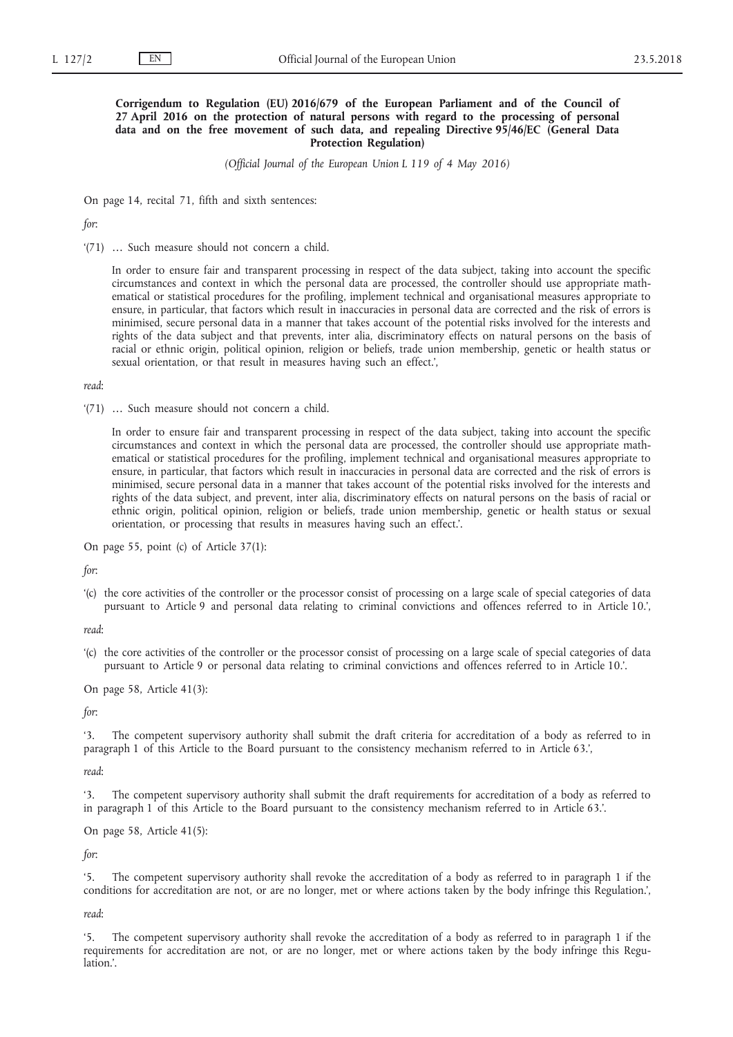**Corrigendum to Regulation (EU) 2016/679 of the European Parliament and of the Council of 27 April 2016 on the protection of natural persons with regard to the processing of personal data and on the free movement of such data, and repealing Directive 95/46/EC (General Data Protection Regulation)**

*(Official Journal of the European Union L 119 of 4 May 2016)*

On page 14, recital 71, fifth and sixth sentences:

*for*:

'(71) … Such measure should not concern a child.

In order to ensure fair and transparent processing in respect of the data subject, taking into account the specific circumstances and context in which the personal data are processed, the controller should use appropriate mathematical or statistical procedures for the profiling, implement technical and organisational measures appropriate to ensure, in particular, that factors which result in inaccuracies in personal data are corrected and the risk of errors is minimised, secure personal data in a manner that takes account of the potential risks involved for the interests and rights of the data subject and that prevents, inter alia, discriminatory effects on natural persons on the basis of racial or ethnic origin, political opinion, religion or beliefs, trade union membership, genetic or health status or sexual orientation, or that result in measures having such an effect.',

*read*:

'(71) … Such measure should not concern a child.

In order to ensure fair and transparent processing in respect of the data subject, taking into account the specific circumstances and context in which the personal data are processed, the controller should use appropriate mathematical or statistical procedures for the profiling, implement technical and organisational measures appropriate to ensure, in particular, that factors which result in inaccuracies in personal data are corrected and the risk of errors is minimised, secure personal data in a manner that takes account of the potential risks involved for the interests and rights of the data subject, and prevent, inter alia, discriminatory effects on natural persons on the basis of racial or ethnic origin, political opinion, religion or beliefs, trade union membership, genetic or health status or sexual orientation, or processing that results in measures having such an effect.'.

On page 55, point (c) of Article 37(1):

*for*:

'(c) the core activities of the controller or the processor consist of processing on a large scale of special categories of data pursuant to Article 9 and personal data relating to criminal convictions and offences referred to in Article 10.',

*read*:

'(c) the core activities of the controller or the processor consist of processing on a large scale of special categories of data pursuant to Article 9 or personal data relating to criminal convictions and offences referred to in Article 10.'.

On page 58, Article 41(3):

*for*:

'3. The competent supervisory authority shall submit the draft criteria for accreditation of a body as referred to in paragraph 1 of this Article to the Board pursuant to the consistency mechanism referred to in Article 63.',

*read*:

'3. The competent supervisory authority shall submit the draft requirements for accreditation of a body as referred to in paragraph 1 of this Article to the Board pursuant to the consistency mechanism referred to in Article 63.'.

On page 58, Article 41(5):

*for*:

'5. The competent supervisory authority shall revoke the accreditation of a body as referred to in paragraph 1 if the conditions for accreditation are not, or are no longer, met or where actions taken by the body infringe this Regulation.',

*read*:

'5. The competent supervisory authority shall revoke the accreditation of a body as referred to in paragraph 1 if the requirements for accreditation are not, or are no longer, met or where actions taken by the body infringe this Regulation.'.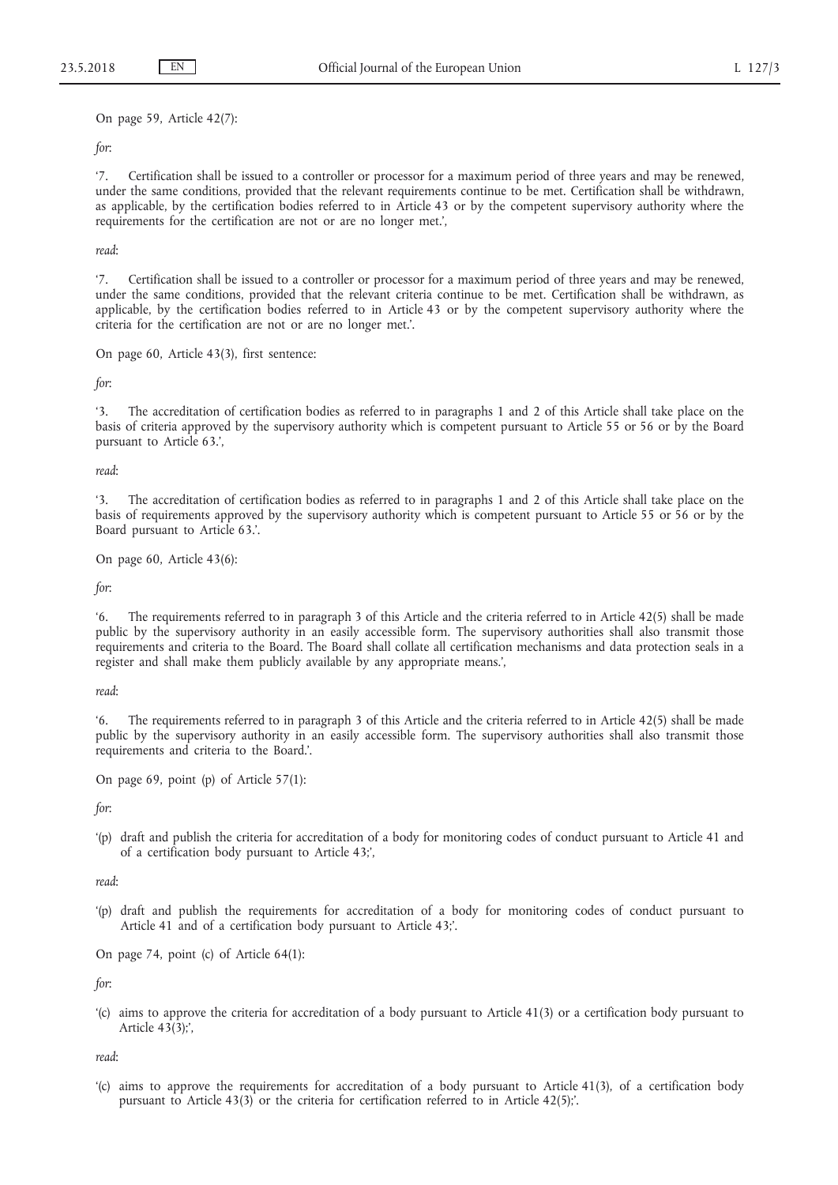On page 59, Article 42(7):

*for*:

'7. Certification shall be issued to a controller or processor for a maximum period of three years and may be renewed, under the same conditions, provided that the relevant requirements continue to be met. Certification shall be withdrawn, as applicable, by the certification bodies referred to in Article 43 or by the competent supervisory authority where the requirements for the certification are not or are no longer met.',

*read*:

'7. Certification shall be issued to a controller or processor for a maximum period of three years and may be renewed, under the same conditions, provided that the relevant criteria continue to be met. Certification shall be withdrawn, as applicable, by the certification bodies referred to in Article 43 or by the competent supervisory authority where the criteria for the certification are not or are no longer met.'.

On page 60, Article 43(3), first sentence:

*for*:

'3. The accreditation of certification bodies as referred to in paragraphs 1 and 2 of this Article shall take place on the basis of criteria approved by the supervisory authority which is competent pursuant to Article 55 or 56 or by the Board pursuant to Article 63.',

*read*:

'3. The accreditation of certification bodies as referred to in paragraphs 1 and 2 of this Article shall take place on the basis of requirements approved by the supervisory authority which is competent pursuant to Article 55 or 56 or by the Board pursuant to Article 63.'.

On page 60, Article 43(6):

*for*:

'6. The requirements referred to in paragraph 3 of this Article and the criteria referred to in Article 42(5) shall be made public by the supervisory authority in an easily accessible form. The supervisory authorities shall also transmit those requirements and criteria to the Board. The Board shall collate all certification mechanisms and data protection seals in a register and shall make them publicly available by any appropriate means.',

*read*:

'6. The requirements referred to in paragraph 3 of this Article and the criteria referred to in Article 42(5) shall be made public by the supervisory authority in an easily accessible form. The supervisory authorities shall also transmit those requirements and criteria to the Board.'.

On page 69, point (p) of Article 57(1):

*for*:

'(p) draft and publish the criteria for accreditation of a body for monitoring codes of conduct pursuant to Article 41 and of a certification body pursuant to Article 43;',

*read*:

'(p) draft and publish the requirements for accreditation of a body for monitoring codes of conduct pursuant to Article 41 and of a certification body pursuant to Article 43;'.

On page 74, point (c) of Article 64(1):

*for*:

'(c) aims to approve the criteria for accreditation of a body pursuant to Article 41(3) or a certification body pursuant to Article 43(3);',

*read*:

'(c) aims to approve the requirements for accreditation of a body pursuant to Article 41(3), of a certification body pursuant to Article 43(3) or the criteria for certification referred to in Article 42(5);'.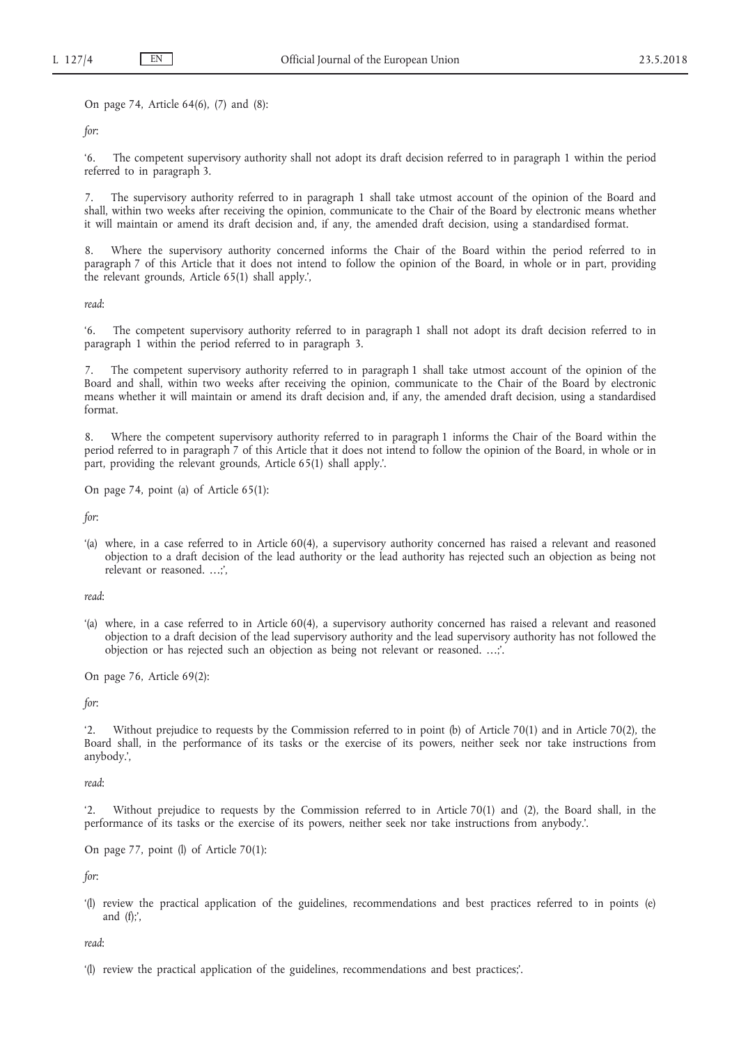On page 74, Article 64(6), (7) and (8):

*for*:

'6. The competent supervisory authority shall not adopt its draft decision referred to in paragraph 1 within the period referred to in paragraph 3.

7. The supervisory authority referred to in paragraph 1 shall take utmost account of the opinion of the Board and shall, within two weeks after receiving the opinion, communicate to the Chair of the Board by electronic means whether it will maintain or amend its draft decision and, if any, the amended draft decision, using a standardised format.

8. Where the supervisory authority concerned informs the Chair of the Board within the period referred to in paragraph 7 of this Article that it does not intend to follow the opinion of the Board, in whole or in part, providing the relevant grounds, Article 65(1) shall apply.',

*read*:

'6. The competent supervisory authority referred to in paragraph 1 shall not adopt its draft decision referred to in paragraph 1 within the period referred to in paragraph 3.

7. The competent supervisory authority referred to in paragraph 1 shall take utmost account of the opinion of the Board and shall, within two weeks after receiving the opinion, communicate to the Chair of the Board by electronic means whether it will maintain or amend its draft decision and, if any, the amended draft decision, using a standardised format.

8. Where the competent supervisory authority referred to in paragraph 1 informs the Chair of the Board within the period referred to in paragraph 7 of this Article that it does not intend to follow the opinion of the Board, in whole or in part, providing the relevant grounds, Article 65(1) shall apply.'.

On page 74, point (a) of Article 65(1):

*for*:

'(a) where, in a case referred to in Article 60(4), a supervisory authority concerned has raised a relevant and reasoned objection to a draft decision of the lead authority or the lead authority has rejected such an objection as being not relevant or reasoned. …;',

*read*:

'(a) where, in a case referred to in Article 60(4), a supervisory authority concerned has raised a relevant and reasoned objection to a draft decision of the lead supervisory authority and the lead supervisory authority has not followed the objection or has rejected such an objection as being not relevant or reasoned. …;'.

On page 76, Article 69(2):

*for*:

'2. Without prejudice to requests by the Commission referred to in point (b) of Article 70(1) and in Article 70(2), the Board shall, in the performance of its tasks or the exercise of its powers, neither seek nor take instructions from anybody.',

*read*:

'2. Without prejudice to requests by the Commission referred to in Article 70(1) and (2), the Board shall, in the performance of its tasks or the exercise of its powers, neither seek nor take instructions from anybody.'.

On page 77, point (l) of Article 70(1):

*for*:

'(l) review the practical application of the guidelines, recommendations and best practices referred to in points (e) and (f);',

*read*:

'(l) review the practical application of the guidelines, recommendations and best practices;'.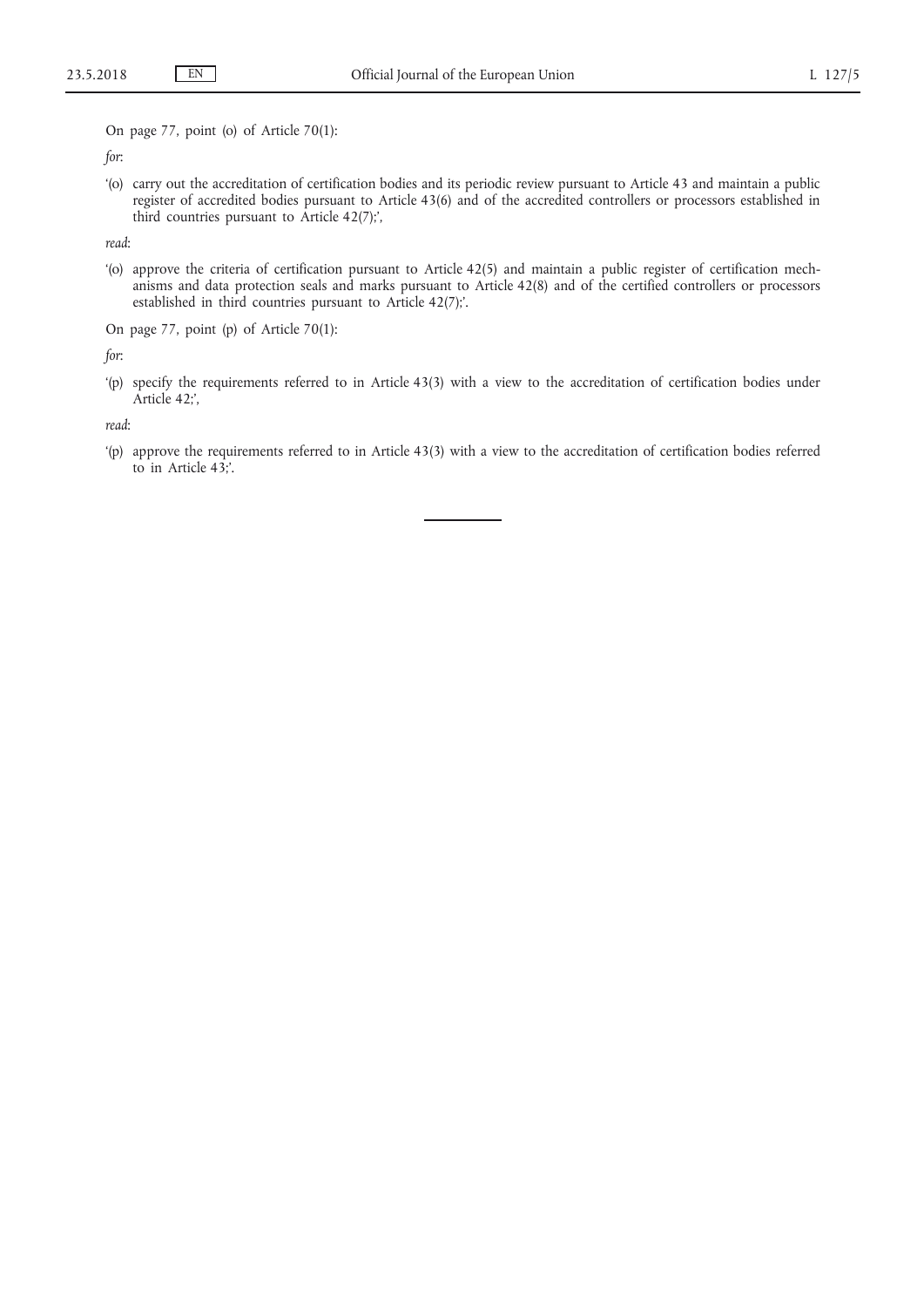On page 77, point (o) of Article 70(1):

*for*:

'(o) carry out the accreditation of certification bodies and its periodic review pursuant to Article 43 and maintain a public register of accredited bodies pursuant to Article 43(6) and of the accredited controllers or processors established in third countries pursuant to Article 42(7);',

*read*:

'(o) approve the criteria of certification pursuant to Article 42(5) and maintain a public register of certification mechanisms and data protection seals and marks pursuant to Article 42(8) and of the certified controllers or processors established in third countries pursuant to Article 42(7);'.

On page 77, point (p) of Article 70(1):

*for*:

'(p) specify the requirements referred to in Article 43(3) with a view to the accreditation of certification bodies under Article 42;',

*read*:

'(p) approve the requirements referred to in Article 43(3) with a view to the accreditation of certification bodies referred to in Article 43;'.